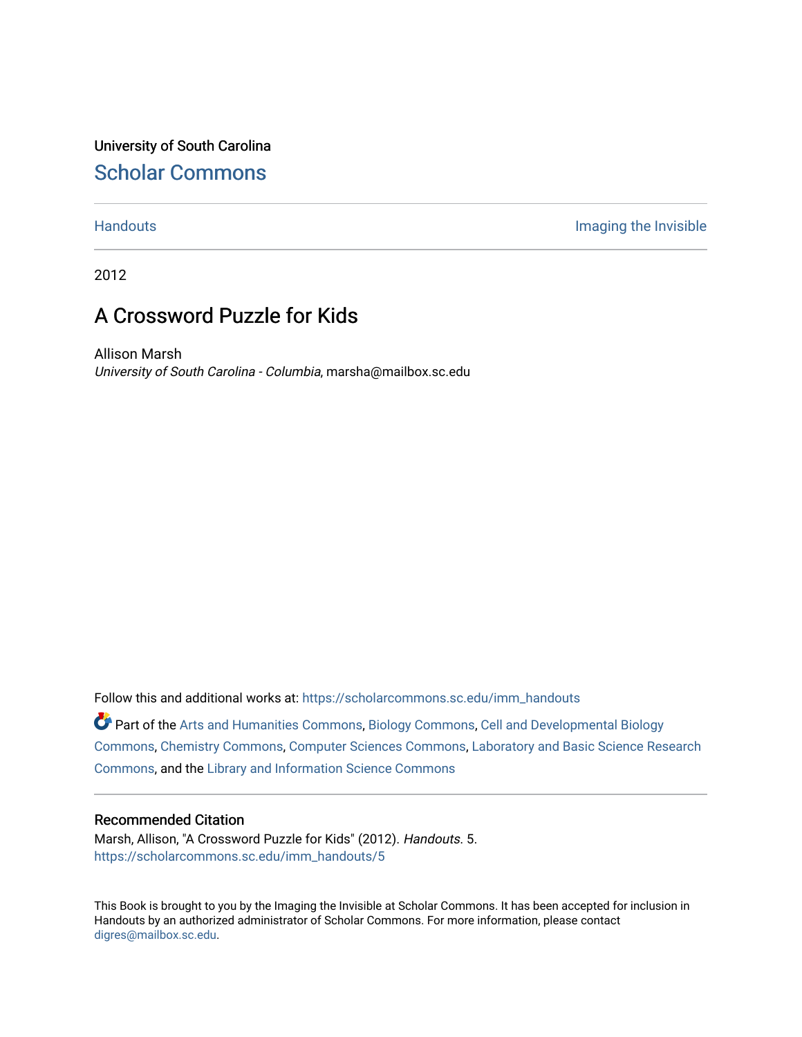University of South Carolina

Scholar Commons

Handouts

Imaging the Invisible

2012

# A Crossword Puzzle for Kids

Allison Marsh

*University of South Carolina - Columbia*, marsha@mailbox.sc.edu

Follow this and additional works at: https://scholarcommons.sc.edu/imm_handouts

Part of the Arts and Humanities Commons, Biology Commons, Cell and Developmental Biology Commons, Chemistry Commons, Computer Sciences Commons, Laboratory and Basic Science Research Commons, and the Library and Information Science Commons

## Recommended Citation

Marsh, Allison, "A Crossword Puzzle for Kids" (2012). *Handouts*. 5.
https://scholarcommons.sc.edu/imm_handouts/5

This Book is brought to you by the Imaging the Invisible at Scholar Commons. It has been accepted for inclusion in Handouts by an authorized administrator of Scholar Commons. For more information, please contact digres@mailbox.sc.edu.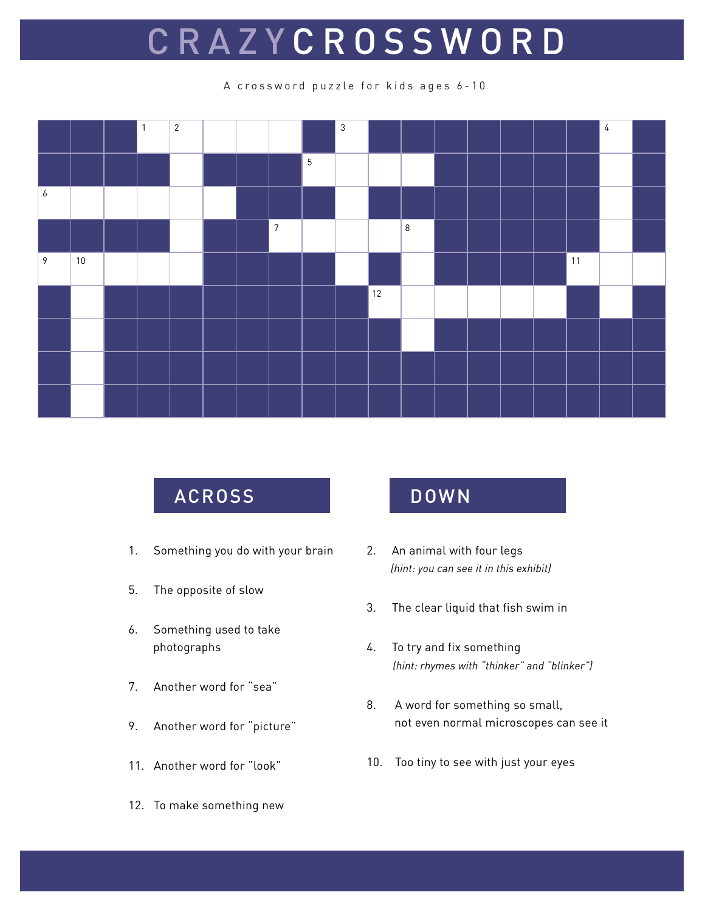# CRAZYCROSSWORD

A crossword puzzle for kids ages 6-10

## ACROSS

1. Something you do with your brain
5. The opposite of slow
6. Something used to take photographs
7. Another word for "sea"
9. Another word for "picture"
11. Another word for "look"
12. To make something new

## DOWN

2. An animal with four legs
   *(hint: you can see it in this exhibit)*
3. The clear liquid that fish swim in
4. To try and fix something
   *(hint: rhymes with "thinker" and "blinker")*
8. A word for something so small, not even normal microscopes can see it
10. Too tiny to see with just your eyes